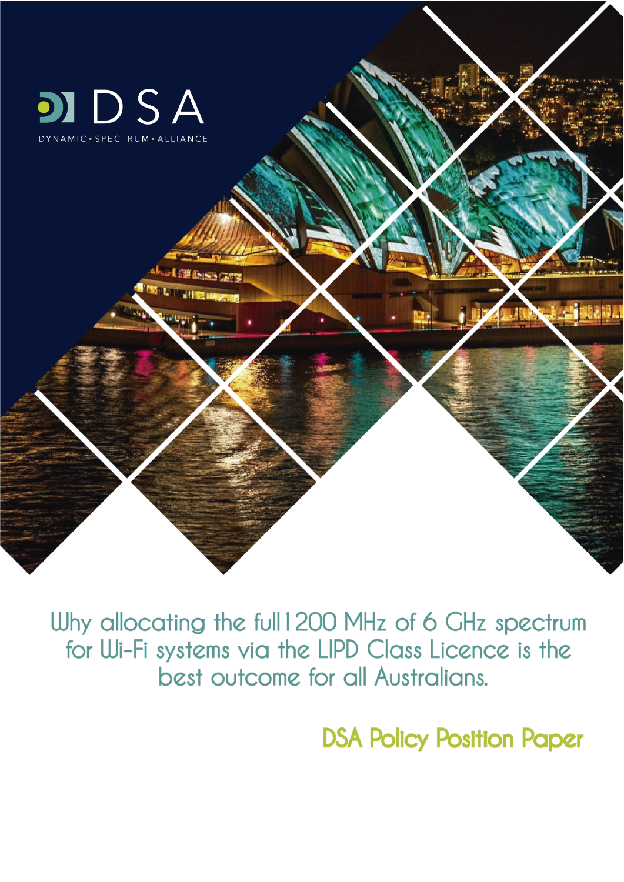DSA

DYNAMIC • SPECTRUM • ALLIANCE

# Why allocating the full 1200 MHz of 6 GHz spectrum for Wi-Fi systems via the LIPD Class Licence is the best outcome for all Australians.

## DSA Policy Position Paper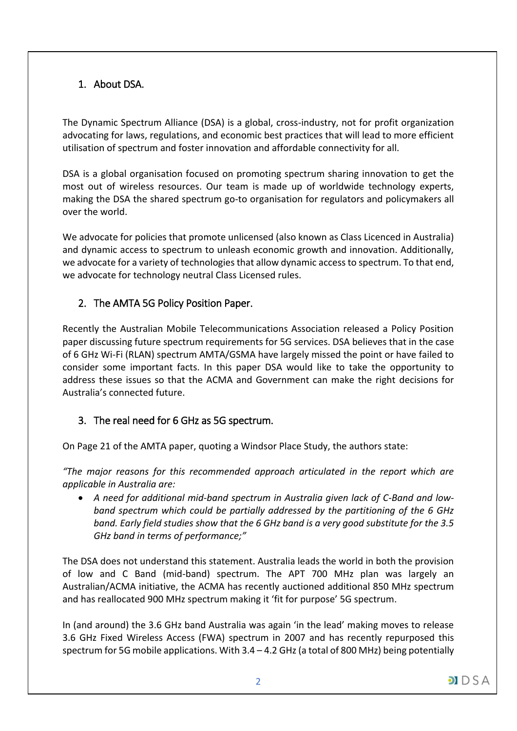## 1. About DSA.

The Dynamic Spectrum Alliance (DSA) is a global, cross-industry, not for profit organization advocating for laws, regulations, and economic best practices that will lead to more efficient utilisation of spectrum and foster innovation and affordable connectivity for all.

DSA is a global organisation focused on promoting spectrum sharing innovation to get the most out of wireless resources. Our team is made up of worldwide technology experts, making the DSA the shared spectrum go-to organisation for regulators and policymakers all over the world.

We advocate for policies that promote unlicensed (also known as Class Licenced in Australia) and dynamic access to spectrum to unleash economic growth and innovation. Additionally, we advocate for a variety of technologies that allow dynamic access to spectrum. To that end, we advocate for technology neutral Class Licensed rules.

## 2. The AMTA 5G Policy Position Paper.

Recently the Australian Mobile Telecommunications Association released a Policy Position paper discussing future spectrum requirements for 5G services. DSA believes that in the case of 6 GHz Wi-Fi (RLAN) spectrum AMTA/GSMA have largely missed the point or have failed to consider some important facts. In this paper DSA would like to take the opportunity to address these issues so that the ACMA and Government can make the right decisions for Australia's connected future.

## 3. The real need for 6 GHz as 5G spectrum.

On Page 21 of the AMTA paper, quoting a Windsor Place Study, the authors state:

*"The major reasons for this recommended approach articulated in the report which are applicable in Australia are:*

- *A need for additional mid-band spectrum in Australia given lack of C-Band and low-band spectrum which could be partially addressed by the partitioning of the 6 GHz band. Early field studies show that the 6 GHz band is a very good substitute for the 3.5 GHz band in terms of performance;"*

The DSA does not understand this statement. Australia leads the world in both the provision of low and C Band (mid-band) spectrum. The APT 700 MHz plan was largely an Australian/ACMA initiative, the ACMA has recently auctioned additional 850 MHz spectrum and has reallocated 900 MHz spectrum making it 'fit for purpose' 5G spectrum.

In (and around) the 3.6 GHz band Australia was again 'in the lead' making moves to release 3.6 GHz Fixed Wireless Access (FWA) spectrum in 2007 and has recently repurposed this spectrum for 5G mobile applications. With 3.4 – 4.2 GHz (a total of 800 MHz) being potentially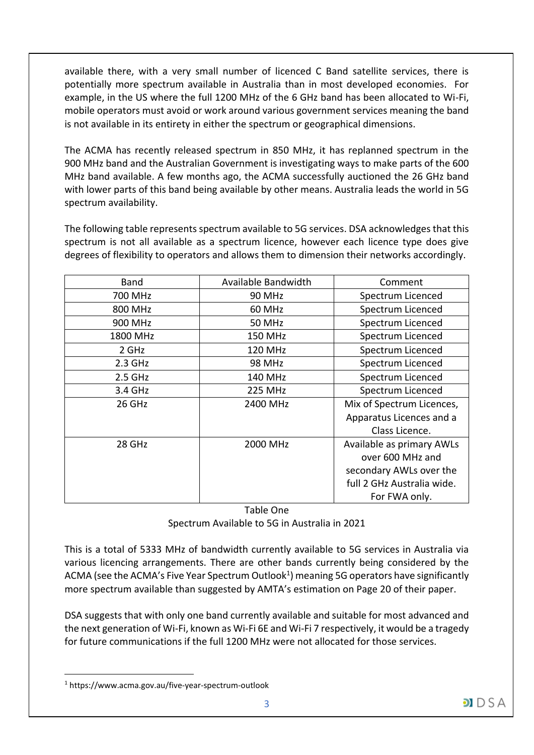available there, with a very small number of licenced C Band satellite services, there is potentially more spectrum available in Australia than in most developed economies. For example, in the US where the full 1200 MHz of the 6 GHz band has been allocated to Wi-Fi, mobile operators must avoid or work around various government services meaning the band is not available in its entirety in either the spectrum or geographical dimensions.

The ACMA has recently released spectrum in 850 MHz, it has replanned spectrum in the 900 MHz band and the Australian Government is investigating ways to make parts of the 600 MHz band available. A few months ago, the ACMA successfully auctioned the 26 GHz band with lower parts of this band being available by other means. Australia leads the world in 5G spectrum availability.

The following table represents spectrum available to 5G services. DSA acknowledges that this spectrum is not all available as a spectrum licence, however each licence type does give degrees of flexibility to operators and allows them to dimension their networks accordingly.

| Band | Available Bandwidth | Comment |
| --- | --- | --- |
| 700 MHz | 90 MHz | Spectrum Licenced |
| 800 MHz | 60 MHz | Spectrum Licenced |
| 900 MHz | 50 MHz | Spectrum Licenced |
| 1800 MHz | 150 MHz | Spectrum Licenced |
| 2 GHz | 120 MHz | Spectrum Licenced |
| 2.3 GHz | 98 MHz | Spectrum Licenced |
| 2.5 GHz | 140 MHz | Spectrum Licenced |
| 3.4 GHz | 225 MHz | Spectrum Licenced |
| 26 GHz | 2400 MHz | Mix of Spectrum Licences, Apparatus Licences and a Class Licence. |
| 28 GHz | 2000 MHz | Available as primary AWLs over 600 MHz and secondary AWLs over the full 2 GHz Australia wide. For FWA only. |

Table One

Spectrum Available to 5G in Australia in 2021

This is a total of 5333 MHz of bandwidth currently available to 5G services in Australia via various licencing arrangements. There are other bands currently being considered by the ACMA (see the ACMA's Five Year Spectrum Outlook[1]) meaning 5G operators have significantly more spectrum available than suggested by AMTA's estimation on Page 20 of their paper.

DSA suggests that with only one band currently available and suitable for most advanced and the next generation of Wi-Fi, known as Wi-Fi 6E and Wi-Fi 7 respectively, it would be a tragedy for future communications if the full 1200 MHz were not allocated for those services.

[1] https://www.acma.gov.au/five-year-spectrum-outlook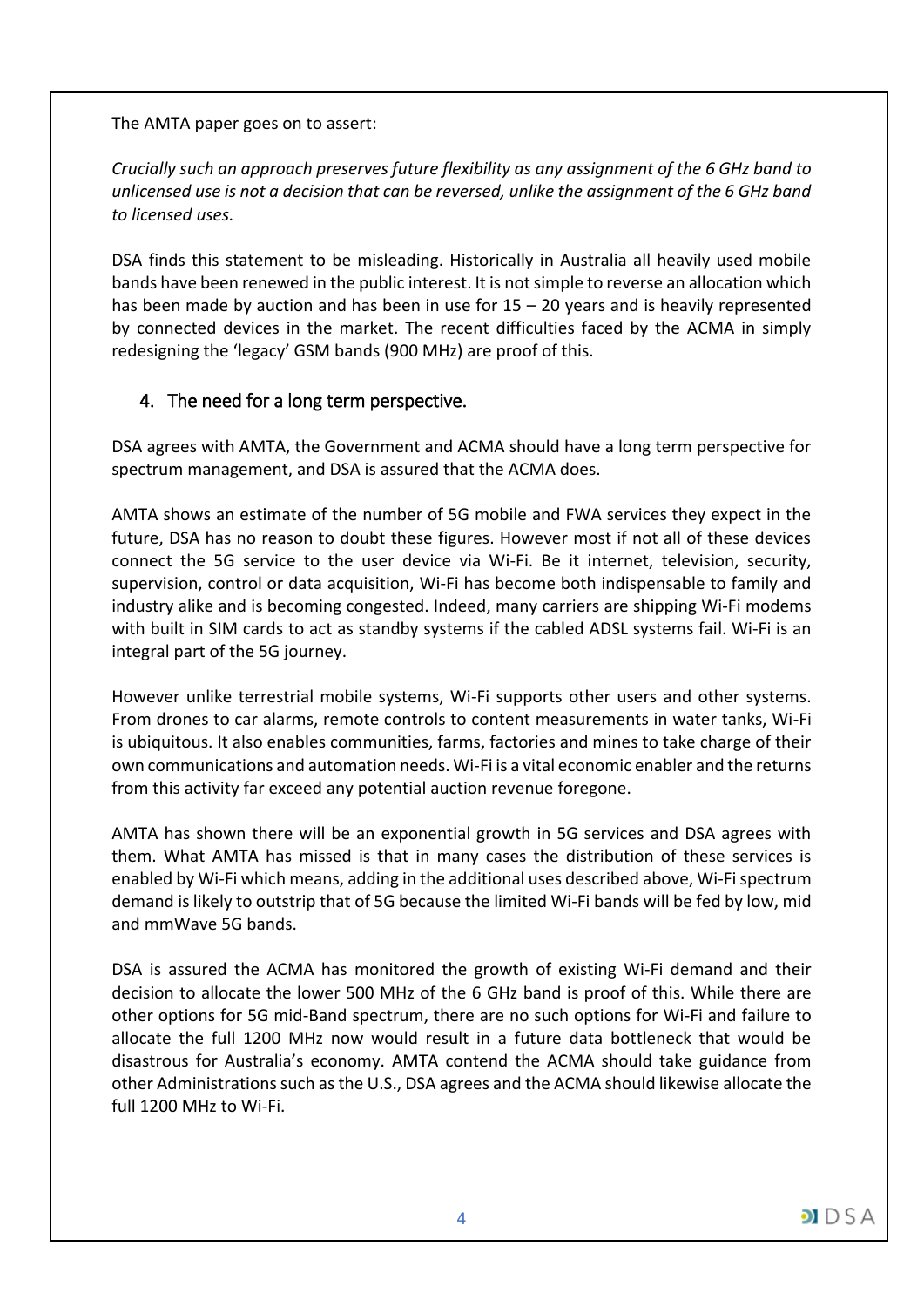The AMTA paper goes on to assert:

*Crucially such an approach preserves future flexibility as any assignment of the 6 GHz band to unlicensed use is not a decision that can be reversed, unlike the assignment of the 6 GHz band to licensed uses.*

DSA finds this statement to be misleading. Historically in Australia all heavily used mobile bands have been renewed in the public interest. It is not simple to reverse an allocation which has been made by auction and has been in use for 15 – 20 years and is heavily represented by connected devices in the market. The recent difficulties faced by the ACMA in simply redesigning the 'legacy' GSM bands (900 MHz) are proof of this.

## 4. The need for a long term perspective.

DSA agrees with AMTA, the Government and ACMA should have a long term perspective for spectrum management, and DSA is assured that the ACMA does.

AMTA shows an estimate of the number of 5G mobile and FWA services they expect in the future, DSA has no reason to doubt these figures. However most if not all of these devices connect the 5G service to the user device via Wi-Fi. Be it internet, television, security, supervision, control or data acquisition, Wi-Fi has become both indispensable to family and industry alike and is becoming congested. Indeed, many carriers are shipping Wi-Fi modems with built in SIM cards to act as standby systems if the cabled ADSL systems fail. Wi-Fi is an integral part of the 5G journey.

However unlike terrestrial mobile systems, Wi-Fi supports other users and other systems. From drones to car alarms, remote controls to content measurements in water tanks, Wi-Fi is ubiquitous. It also enables communities, farms, factories and mines to take charge of their own communications and automation needs. Wi-Fi is a vital economic enabler and the returns from this activity far exceed any potential auction revenue foregone.

AMTA has shown there will be an exponential growth in 5G services and DSA agrees with them. What AMTA has missed is that in many cases the distribution of these services is enabled by Wi-Fi which means, adding in the additional uses described above, Wi-Fi spectrum demand is likely to outstrip that of 5G because the limited Wi-Fi bands will be fed by low, mid and mmWave 5G bands.

DSA is assured the ACMA has monitored the growth of existing Wi-Fi demand and their decision to allocate the lower 500 MHz of the 6 GHz band is proof of this. While there are other options for 5G mid-Band spectrum, there are no such options for Wi-Fi and failure to allocate the full 1200 MHz now would result in a future data bottleneck that would be disastrous for Australia's economy. AMTA contend the ACMA should take guidance from other Administrations such as the U.S., DSA agrees and the ACMA should likewise allocate the full 1200 MHz to Wi-Fi.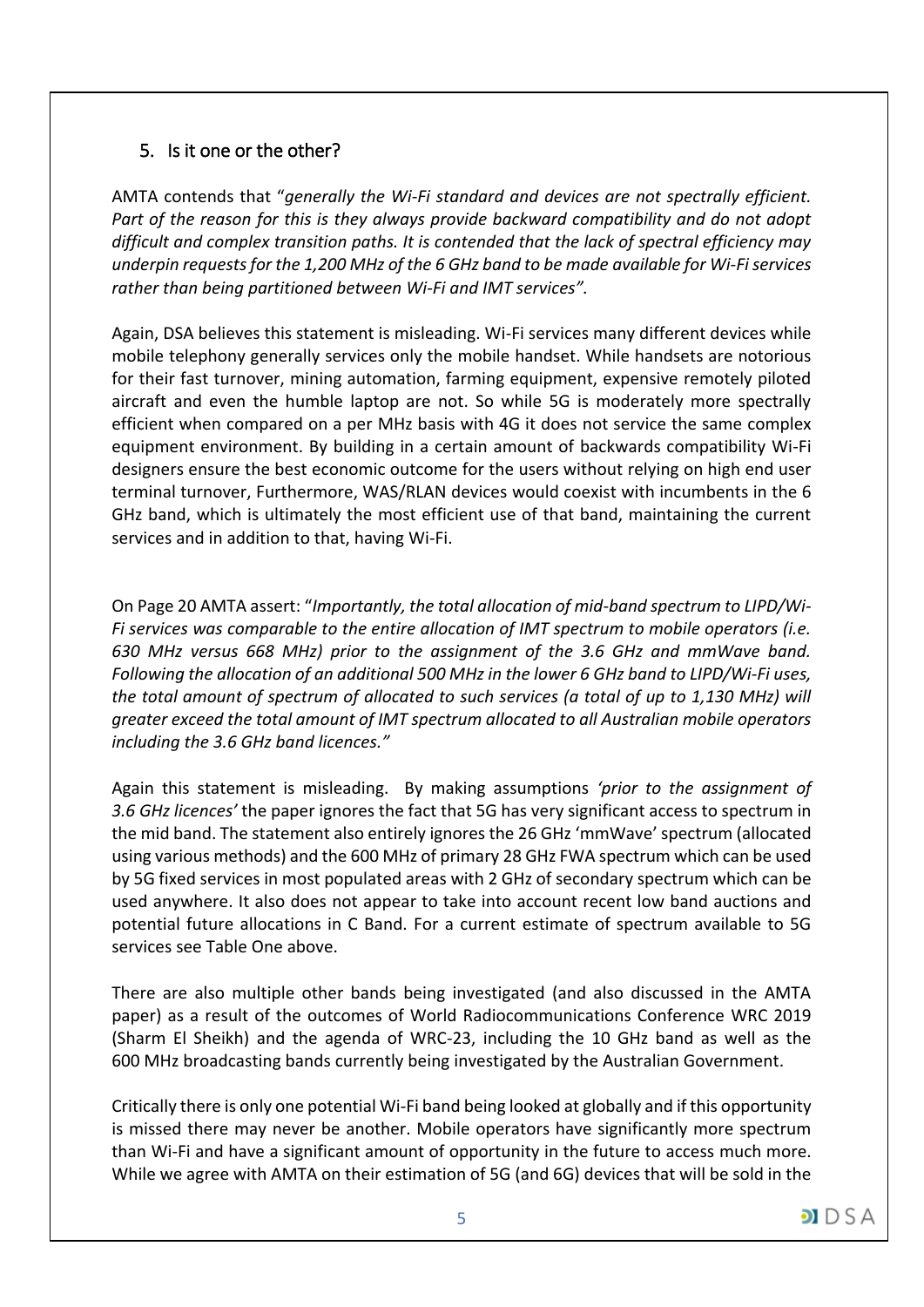## 5. Is it one or the other?

AMTA contends that "*generally the Wi-Fi standard and devices are not spectrally efficient. Part of the reason for this is they always provide backward compatibility and do not adopt difficult and complex transition paths. It is contended that the lack of spectral efficiency may underpin requests for the 1,200 MHz of the 6 GHz band to be made available for Wi-Fi services rather than being partitioned between Wi-Fi and IMT services".*

Again, DSA believes this statement is misleading. Wi-Fi services many different devices while mobile telephony generally services only the mobile handset. While handsets are notorious for their fast turnover, mining automation, farming equipment, expensive remotely piloted aircraft and even the humble laptop are not. So while 5G is moderately more spectrally efficient when compared on a per MHz basis with 4G it does not service the same complex equipment environment. By building in a certain amount of backwards compatibility Wi-Fi designers ensure the best economic outcome for the users without relying on high end user terminal turnover, Furthermore, WAS/RLAN devices would coexist with incumbents in the 6 GHz band, which is ultimately the most efficient use of that band, maintaining the current services and in addition to that, having Wi-Fi.

On Page 20 AMTA assert: "*Importantly, the total allocation of mid-band spectrum to LIPD/Wi-Fi services was comparable to the entire allocation of IMT spectrum to mobile operators (i.e. 630 MHz versus 668 MHz) prior to the assignment of the 3.6 GHz and mmWave band. Following the allocation of an additional 500 MHz in the lower 6 GHz band to LIPD/Wi-Fi uses, the total amount of spectrum of allocated to such services (a total of up to 1,130 MHz) will greater exceed the total amount of IMT spectrum allocated to all Australian mobile operators including the 3.6 GHz band licences."*

Again this statement is misleading. By making assumptions *'prior to the assignment of 3.6 GHz licences'* the paper ignores the fact that 5G has very significant access to spectrum in the mid band. The statement also entirely ignores the 26 GHz 'mmWave' spectrum (allocated using various methods) and the 600 MHz of primary 28 GHz FWA spectrum which can be used by 5G fixed services in most populated areas with 2 GHz of secondary spectrum which can be used anywhere. It also does not appear to take into account recent low band auctions and potential future allocations in C Band. For a current estimate of spectrum available to 5G services see Table One above.

There are also multiple other bands being investigated (and also discussed in the AMTA paper) as a result of the outcomes of World Radiocommunications Conference WRC 2019 (Sharm El Sheikh) and the agenda of WRC-23, including the 10 GHz band as well as the 600 MHz broadcasting bands currently being investigated by the Australian Government.

Critically there is only one potential Wi-Fi band being looked at globally and if this opportunity is missed there may never be another. Mobile operators have significantly more spectrum than Wi-Fi and have a significant amount of opportunity in the future to access much more. While we agree with AMTA on their estimation of 5G (and 6G) devices that will be sold in the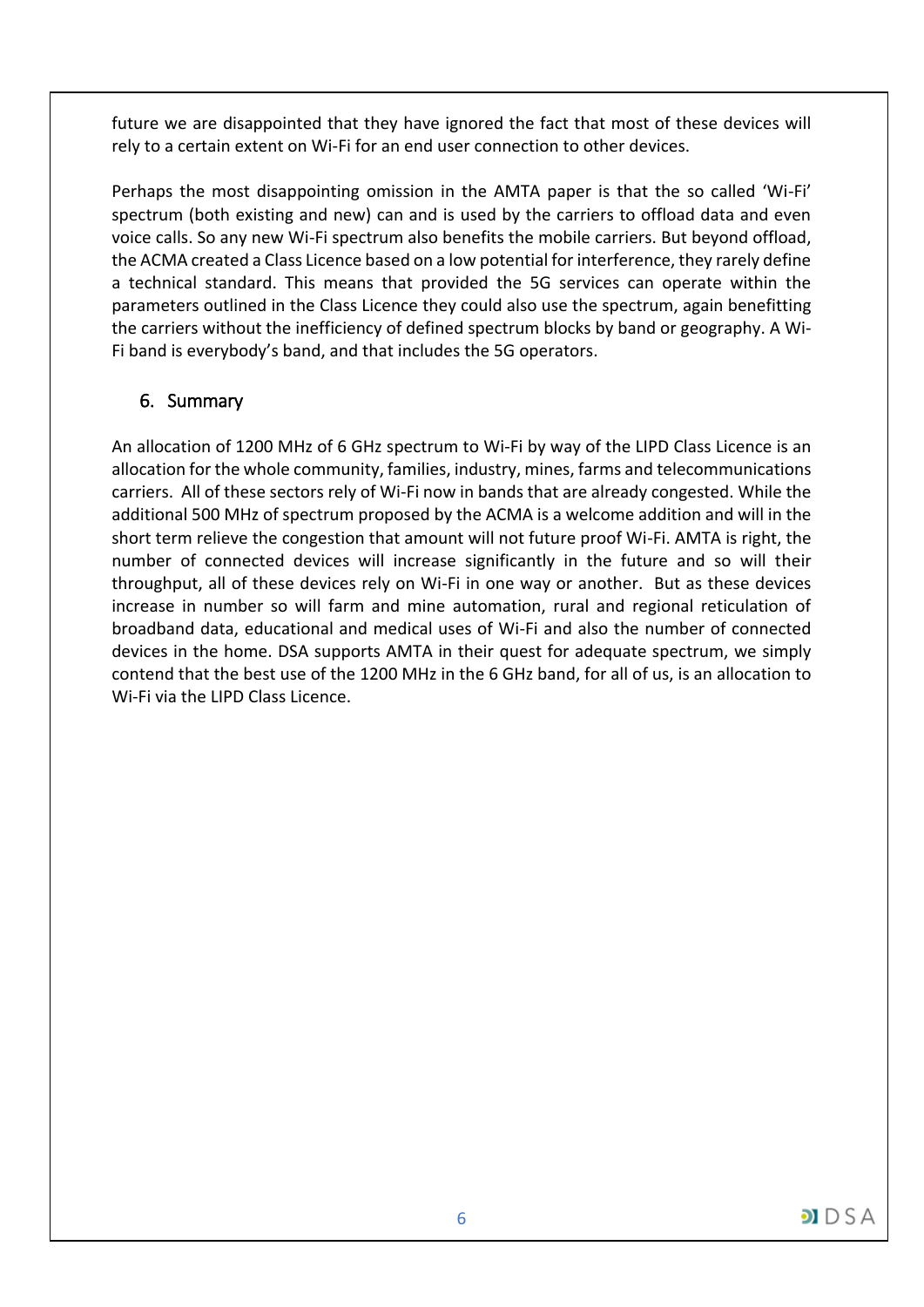future we are disappointed that they have ignored the fact that most of these devices will rely to a certain extent on Wi-Fi for an end user connection to other devices.

Perhaps the most disappointing omission in the AMTA paper is that the so called 'Wi-Fi' spectrum (both existing and new) can and is used by the carriers to offload data and even voice calls. So any new Wi-Fi spectrum also benefits the mobile carriers. But beyond offload, the ACMA created a Class Licence based on a low potential for interference, they rarely define a technical standard. This means that provided the 5G services can operate within the parameters outlined in the Class Licence they could also use the spectrum, again benefitting the carriers without the inefficiency of defined spectrum blocks by band or geography. A Wi-Fi band is everybody's band, and that includes the 5G operators.

## 6. Summary

An allocation of 1200 MHz of 6 GHz spectrum to Wi-Fi by way of the LIPD Class Licence is an allocation for the whole community, families, industry, mines, farms and telecommunications carriers. All of these sectors rely of Wi-Fi now in bands that are already congested. While the additional 500 MHz of spectrum proposed by the ACMA is a welcome addition and will in the short term relieve the congestion that amount will not future proof Wi-Fi. AMTA is right, the number of connected devices will increase significantly in the future and so will their throughput, all of these devices rely on Wi-Fi in one way or another. But as these devices increase in number so will farm and mine automation, rural and regional reticulation of broadband data, educational and medical uses of Wi-Fi and also the number of connected devices in the home. DSA supports AMTA in their quest for adequate spectrum, we simply contend that the best use of the 1200 MHz in the 6 GHz band, for all of us, is an allocation to Wi-Fi via the LIPD Class Licence.